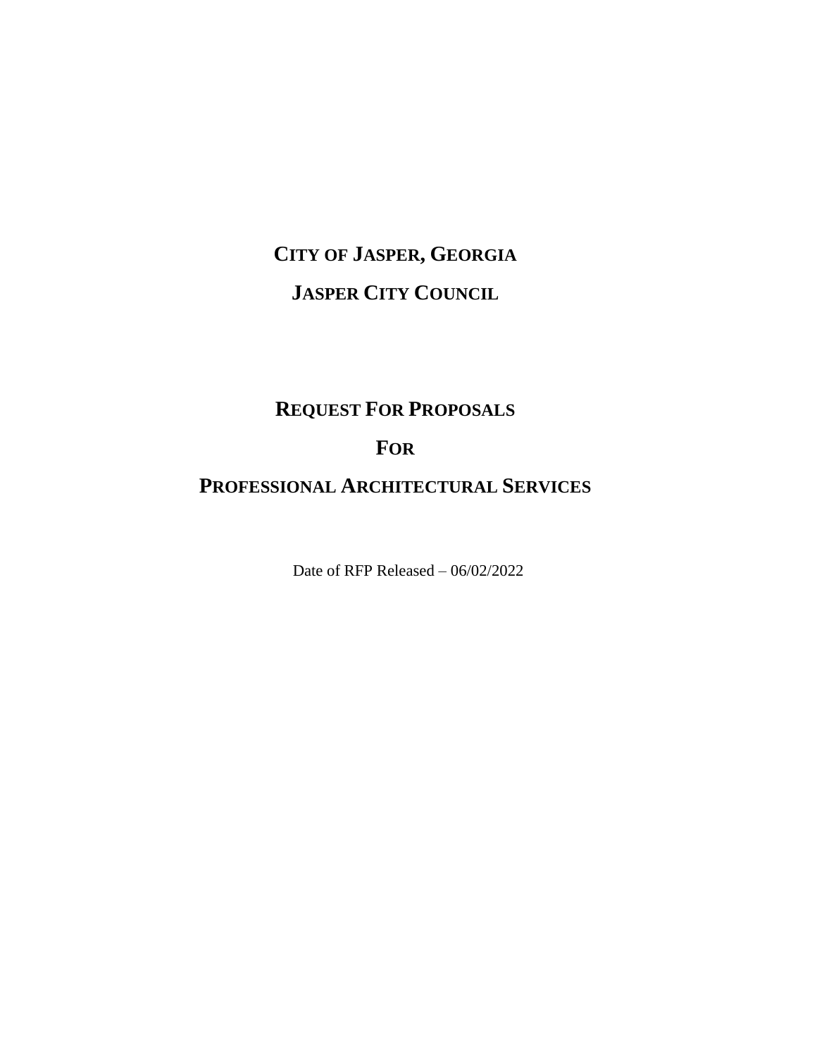# CITY OF JASPER, GEORGIA

## JASPER CITY COUNCIL

# REQUEST FOR PROPOSALS

# FOR

# PROFESSIONAL ARCHITECTURAL SERVICES

Date of RFP Released – 06/02/2022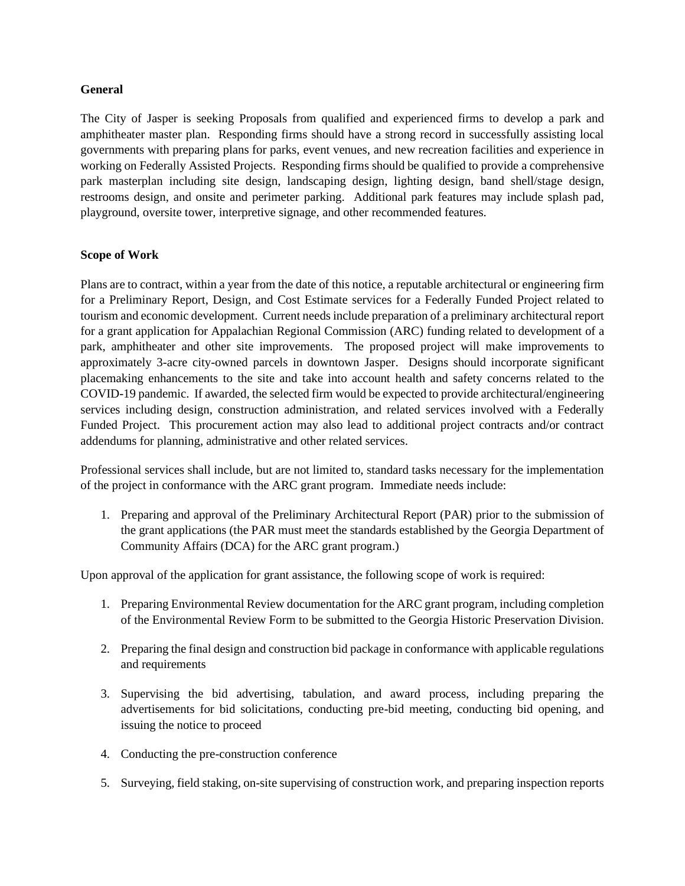**General**

The City of Jasper is seeking Proposals from qualified and experienced firms to develop a park and amphitheater master plan. Responding firms should have a strong record in successfully assisting local governments with preparing plans for parks, event venues, and new recreation facilities and experience in working on Federally Assisted Projects. Responding firms should be qualified to provide a comprehensive park masterplan including site design, landscaping design, lighting design, band shell/stage design, restrooms design, and onsite and perimeter parking. Additional park features may include splash pad, playground, oversite tower, interpretive signage, and other recommended features.

**Scope of Work**

Plans are to contract, within a year from the date of this notice, a reputable architectural or engineering firm for a Preliminary Report, Design, and Cost Estimate services for a Federally Funded Project related to tourism and economic development. Current needs include preparation of a preliminary architectural report for a grant application for Appalachian Regional Commission (ARC) funding related to development of a park, amphitheater and other site improvements. The proposed project will make improvements to approximately 3-acre city-owned parcels in downtown Jasper. Designs should incorporate significant placemaking enhancements to the site and take into account health and safety concerns related to the COVID-19 pandemic. If awarded, the selected firm would be expected to provide architectural/engineering services including design, construction administration, and related services involved with a Federally Funded Project. This procurement action may also lead to additional project contracts and/or contract addendums for planning, administrative and other related services.

Professional services shall include, but are not limited to, standard tasks necessary for the implementation of the project in conformance with the ARC grant program. Immediate needs include:

1. Preparing and approval of the Preliminary Architectural Report (PAR) prior to the submission of the grant applications (the PAR must meet the standards established by the Georgia Department of Community Affairs (DCA) for the ARC grant program.)

Upon approval of the application for grant assistance, the following scope of work is required:

1. Preparing Environmental Review documentation for the ARC grant program, including completion of the Environmental Review Form to be submitted to the Georgia Historic Preservation Division.

2. Preparing the final design and construction bid package in conformance with applicable regulations and requirements

3. Supervising the bid advertising, tabulation, and award process, including preparing the advertisements for bid solicitations, conducting pre-bid meeting, conducting bid opening, and issuing the notice to proceed

4. Conducting the pre-construction conference

5. Surveying, field staking, on-site supervising of construction work, and preparing inspection reports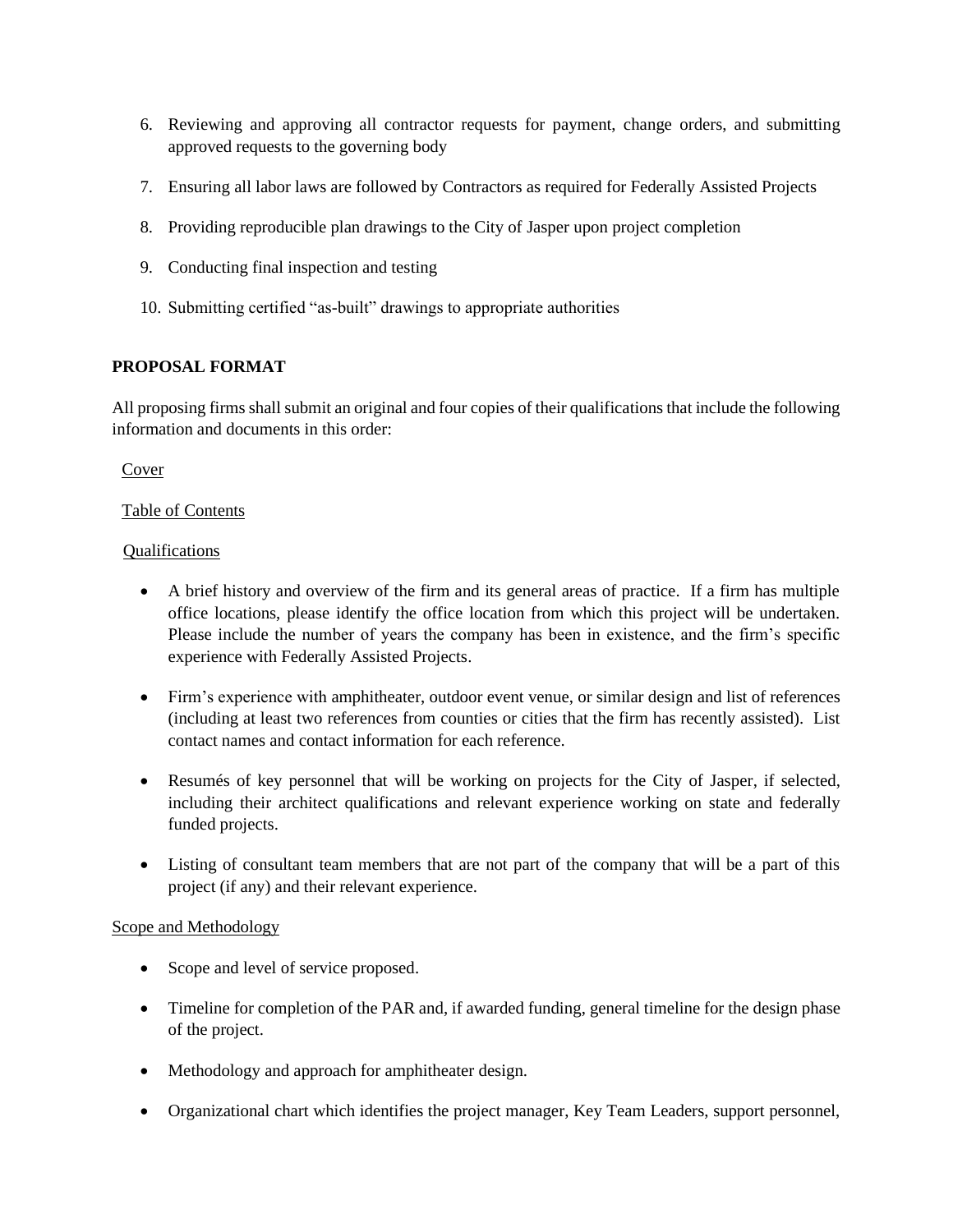6. Reviewing and approving all contractor requests for payment, change orders, and submitting approved requests to the governing body

7. Ensuring all labor laws are followed by Contractors as required for Federally Assisted Projects

8. Providing reproducible plan drawings to the City of Jasper upon project completion

9. Conducting final inspection and testing

10. Submitting certified "as-built" drawings to appropriate authorities

**PROPOSAL FORMAT**

All proposing firms shall submit an original and four copies of their qualifications that include the following information and documents in this order:

<u>Cover</u>

<u>Table of Contents</u>

<u>Qualifications</u>

- A brief history and overview of the firm and its general areas of practice. If a firm has multiple office locations, please identify the office location from which this project will be undertaken. Please include the number of years the company has been in existence, and the firm's specific experience with Federally Assisted Projects.

- Firm's experience with amphitheater, outdoor event venue, or similar design and list of references (including at least two references from counties or cities that the firm has recently assisted). List contact names and contact information for each reference.

- Resumés of key personnel that will be working on projects for the City of Jasper, if selected, including their architect qualifications and relevant experience working on state and federally funded projects.

- Listing of consultant team members that are not part of the company that will be a part of this project (if any) and their relevant experience.

<u>Scope and Methodology</u>

- Scope and level of service proposed.

- Timeline for completion of the PAR and, if awarded funding, general timeline for the design phase of the project.

- Methodology and approach for amphitheater design.

- Organizational chart which identifies the project manager, Key Team Leaders, support personnel,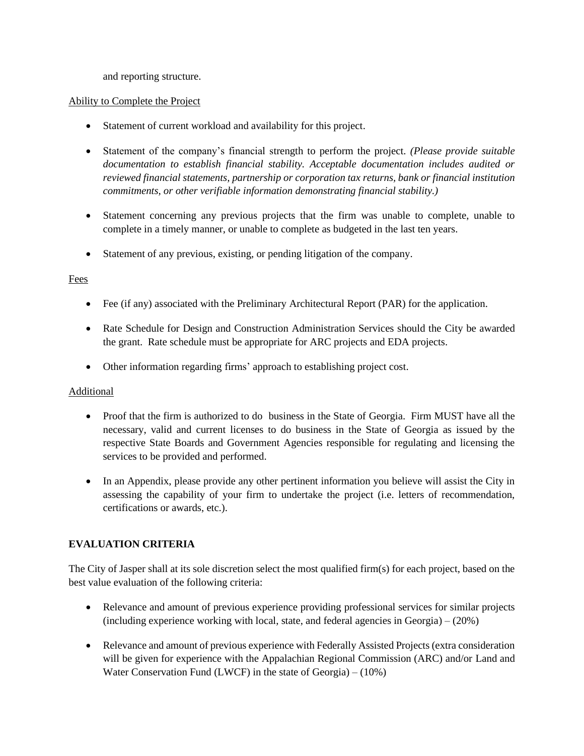and reporting structure.

Ability to Complete the Project

- Statement of current workload and availability for this project.

- Statement of the company's financial strength to perform the project. *(Please provide suitable documentation to establish financial stability. Acceptable documentation includes audited or reviewed financial statements, partnership or corporation tax returns, bank or financial institution commitments, or other verifiable information demonstrating financial stability.)*

- Statement concerning any previous projects that the firm was unable to complete, unable to complete in a timely manner, or unable to complete as budgeted in the last ten years.

- Statement of any previous, existing, or pending litigation of the company.

Fees

- Fee (if any) associated with the Preliminary Architectural Report (PAR) for the application.

- Rate Schedule for Design and Construction Administration Services should the City be awarded the grant. Rate schedule must be appropriate for ARC projects and EDA projects.

- Other information regarding firms' approach to establishing project cost.

Additional

- Proof that the firm is authorized to do business in the State of Georgia. Firm MUST have all the necessary, valid and current licenses to do business in the State of Georgia as issued by the respective State Boards and Government Agencies responsible for regulating and licensing the services to be provided and performed.

- In an Appendix, please provide any other pertinent information you believe will assist the City in assessing the capability of your firm to undertake the project (i.e. letters of recommendation, certifications or awards, etc.).

## EVALUATION CRITERIA

The City of Jasper shall at its sole discretion select the most qualified firm(s) for each project, based on the best value evaluation of the following criteria:

- Relevance and amount of previous experience providing professional services for similar projects (including experience working with local, state, and federal agencies in Georgia) – (20%)

- Relevance and amount of previous experience with Federally Assisted Projects (extra consideration will be given for experience with the Appalachian Regional Commission (ARC) and/or Land and Water Conservation Fund (LWCF) in the state of Georgia) – (10%)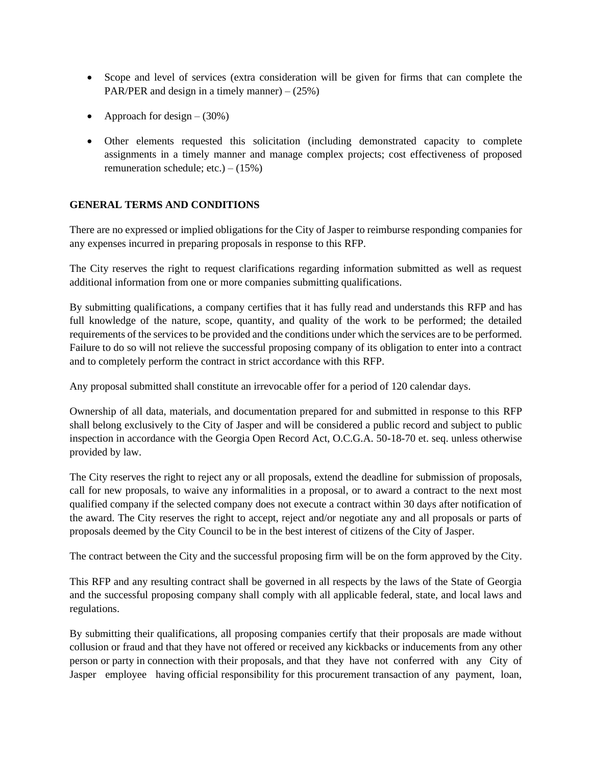- Scope and level of services (extra consideration will be given for firms that can complete the PAR/PER and design in a timely manner) – (25%)
- Approach for design – (30%)
- Other elements requested this solicitation (including demonstrated capacity to complete assignments in a timely manner and manage complex projects; cost effectiveness of proposed remuneration schedule; etc.) – (15%)

**GENERAL TERMS AND CONDITIONS**

There are no expressed or implied obligations for the City of Jasper to reimburse responding companies for any expenses incurred in preparing proposals in response to this RFP.

The City reserves the right to request clarifications regarding information submitted as well as request additional information from one or more companies submitting qualifications.

By submitting qualifications, a company certifies that it has fully read and understands this RFP and has full knowledge of the nature, scope, quantity, and quality of the work to be performed; the detailed requirements of the services to be provided and the conditions under which the services are to be performed. Failure to do so will not relieve the successful proposing company of its obligation to enter into a contract and to completely perform the contract in strict accordance with this RFP.

Any proposal submitted shall constitute an irrevocable offer for a period of 120 calendar days.

Ownership of all data, materials, and documentation prepared for and submitted in response to this RFP shall belong exclusively to the City of Jasper and will be considered a public record and subject to public inspection in accordance with the Georgia Open Record Act, O.C.G.A. 50-18-70 et. seq. unless otherwise provided by law.

The City reserves the right to reject any or all proposals, extend the deadline for submission of proposals, call for new proposals, to waive any informalities in a proposal, or to award a contract to the next most qualified company if the selected company does not execute a contract within 30 days after notification of the award. The City reserves the right to accept, reject and/or negotiate any and all proposals or parts of proposals deemed by the City Council to be in the best interest of citizens of the City of Jasper.

The contract between the City and the successful proposing firm will be on the form approved by the City.

This RFP and any resulting contract shall be governed in all respects by the laws of the State of Georgia and the successful proposing company shall comply with all applicable federal, state, and local laws and regulations.

By submitting their qualifications, all proposing companies certify that their proposals are made without collusion or fraud and that they have not offered or received any kickbacks or inducements from any other person or party in connection with their proposals, and that they have not conferred with any City of Jasper employee having official responsibility for this procurement transaction of any payment, loan,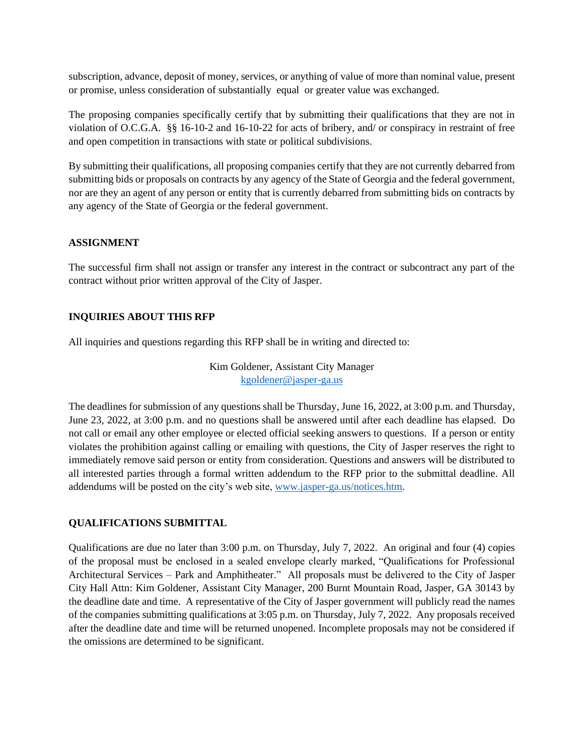subscription, advance, deposit of money, services, or anything of value of more than nominal value, present or promise, unless consideration of substantially equal or greater value was exchanged.

The proposing companies specifically certify that by submitting their qualifications that they are not in violation of O.C.G.A. §§ 16-10-2 and 16-10-22 for acts of bribery, and/ or conspiracy in restraint of free and open competition in transactions with state or political subdivisions.

By submitting their qualifications, all proposing companies certify that they are not currently debarred from submitting bids or proposals on contracts by any agency of the State of Georgia and the federal government, nor are they an agent of any person or entity that is currently debarred from submitting bids on contracts by any agency of the State of Georgia or the federal government.

## ASSIGNMENT

The successful firm shall not assign or transfer any interest in the contract or subcontract any part of the contract without prior written approval of the City of Jasper.

## INQUIRIES ABOUT THIS RFP

All inquiries and questions regarding this RFP shall be in writing and directed to:

Kim Goldener, Assistant City Manager
[kgoldener@jasper-ga.us](mailto:kgoldener@jasper-ga.us)

The deadlines for submission of any questions shall be Thursday, June 16, 2022, at 3:00 p.m. and Thursday, June 23, 2022, at 3:00 p.m. and no questions shall be answered until after each deadline has elapsed. Do not call or email any other employee or elected official seeking answers to questions. If a person or entity violates the prohibition against calling or emailing with questions, the City of Jasper reserves the right to immediately remove said person or entity from consideration. Questions and answers will be distributed to all interested parties through a formal written addendum to the RFP prior to the submittal deadline. All addendums will be posted on the city's web site, [www.jasper-ga.us/notices.htm](http://www.jasper-ga.us/notices.htm).

## QUALIFICATIONS SUBMITTAL

Qualifications are due no later than 3:00 p.m. on Thursday, July 7, 2022. An original and four (4) copies of the proposal must be enclosed in a sealed envelope clearly marked, "Qualifications for Professional Architectural Services – Park and Amphitheater." All proposals must be delivered to the City of Jasper City Hall Attn: Kim Goldener, Assistant City Manager, 200 Burnt Mountain Road, Jasper, GA 30143 by the deadline date and time. A representative of the City of Jasper government will publicly read the names of the companies submitting qualifications at 3:05 p.m. on Thursday, July 7, 2022. Any proposals received after the deadline date and time will be returned unopened. Incomplete proposals may not be considered if the omissions are determined to be significant.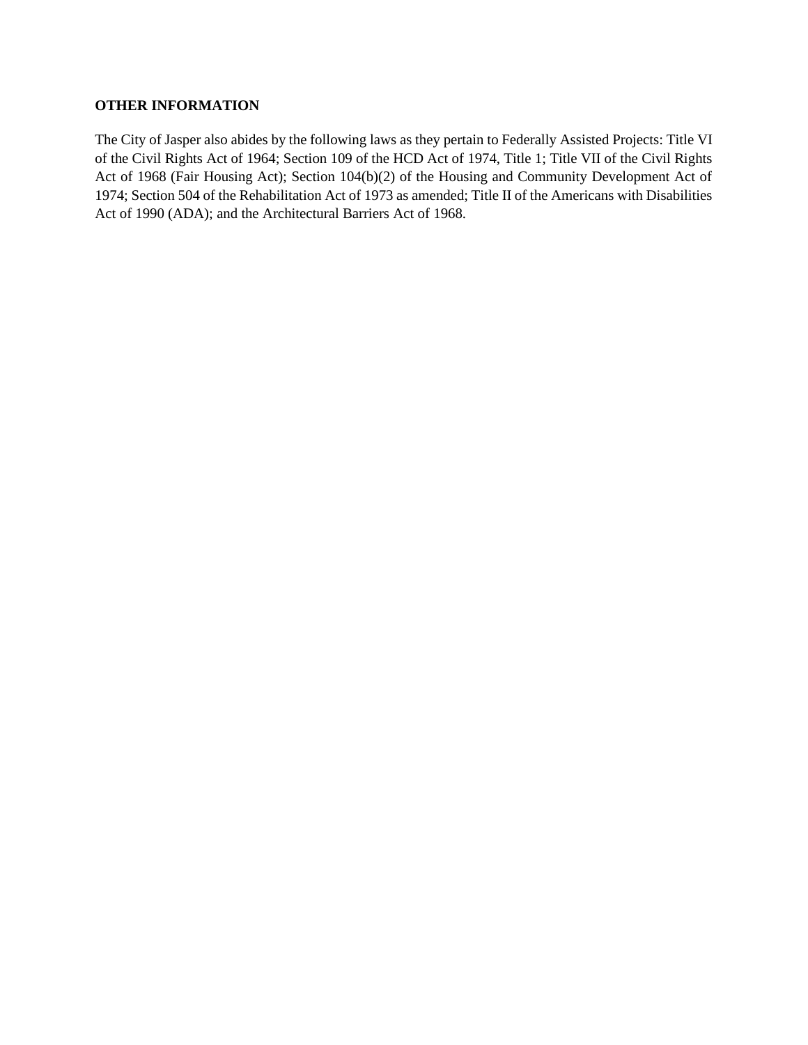**OTHER INFORMATION**

The City of Jasper also abides by the following laws as they pertain to Federally Assisted Projects: Title VI of the Civil Rights Act of 1964; Section 109 of the HCD Act of 1974, Title 1; Title VII of the Civil Rights Act of 1968 (Fair Housing Act); Section 104(b)(2) of the Housing and Community Development Act of 1974; Section 504 of the Rehabilitation Act of 1973 as amended; Title II of the Americans with Disabilities Act of 1990 (ADA); and the Architectural Barriers Act of 1968.